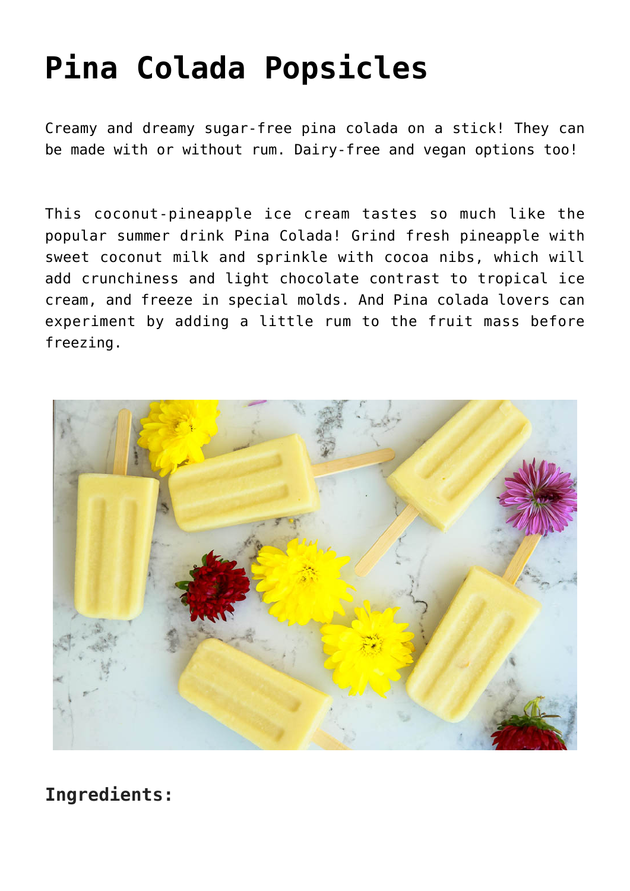# Pina Colada Popsicles

Creamy and dreamy sugar-free pina colada on a stick! They can be made with or without rum. Dairy-free and vegan options too!

This coconut-pineapple ice cream tastes so much like the popular summer drink Pina Colada! Grind fresh pineapple with sweet coconut milk and sprinkle with cocoa nibs, which will add crunchiness and light chocolate contrast to tropical ice cream, and freeze in special molds. And Pina colada lovers can experiment by adding a little rum to the fruit mass before freezing.

## Ingredients: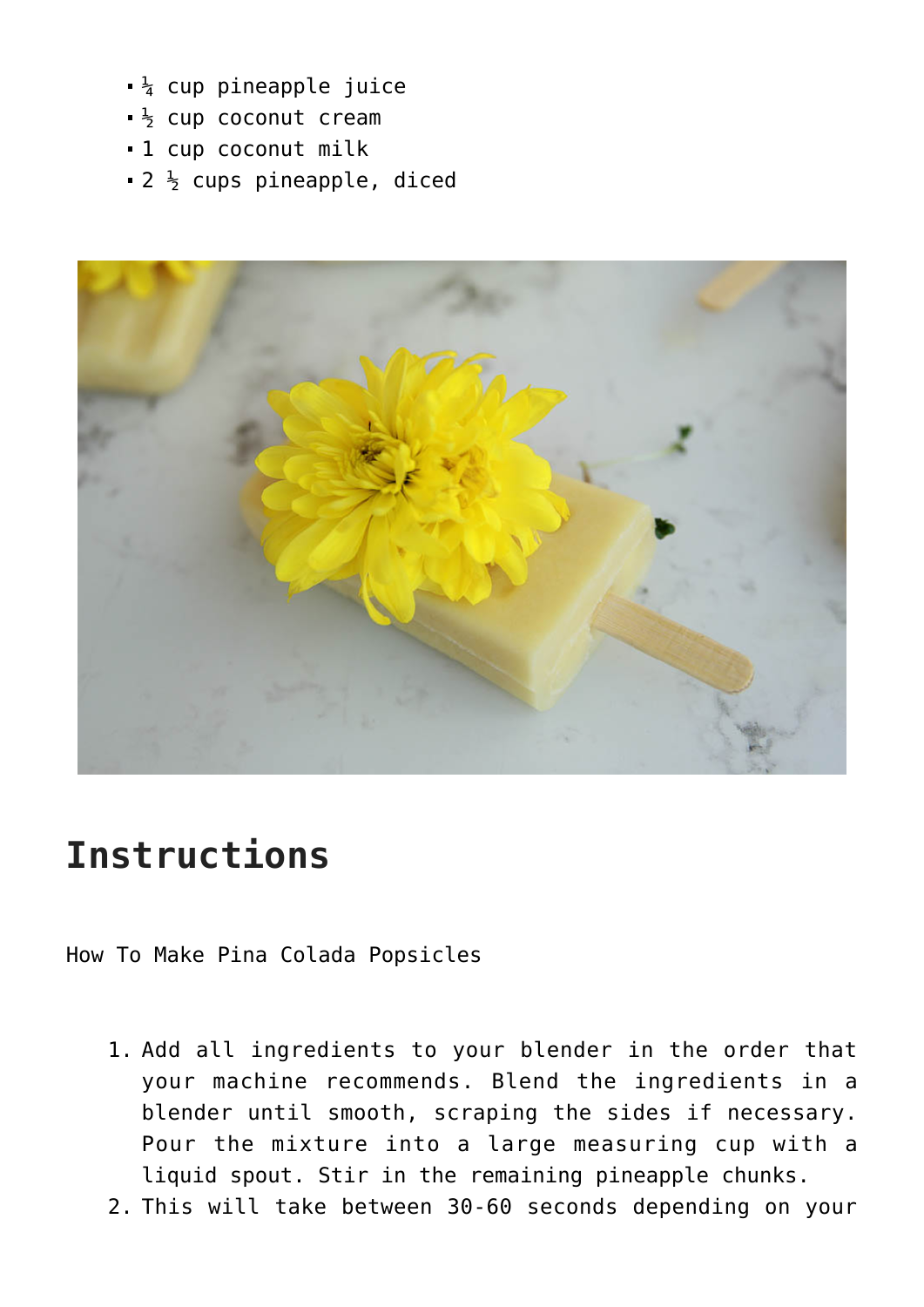- ¼ cup pineapple juice
- ½ cup coconut cream
- 1 cup coconut milk
- 2 ½ cups pineapple, diced

## Instructions

How To Make Pina Colada Popsicles

1. Add all ingredients to your blender in the order that your machine recommends. Blend the ingredients in a blender until smooth, scraping the sides if necessary. Pour the mixture into a large measuring cup with a liquid spout. Stir in the remaining pineapple chunks.
2. This will take between 30-60 seconds depending on your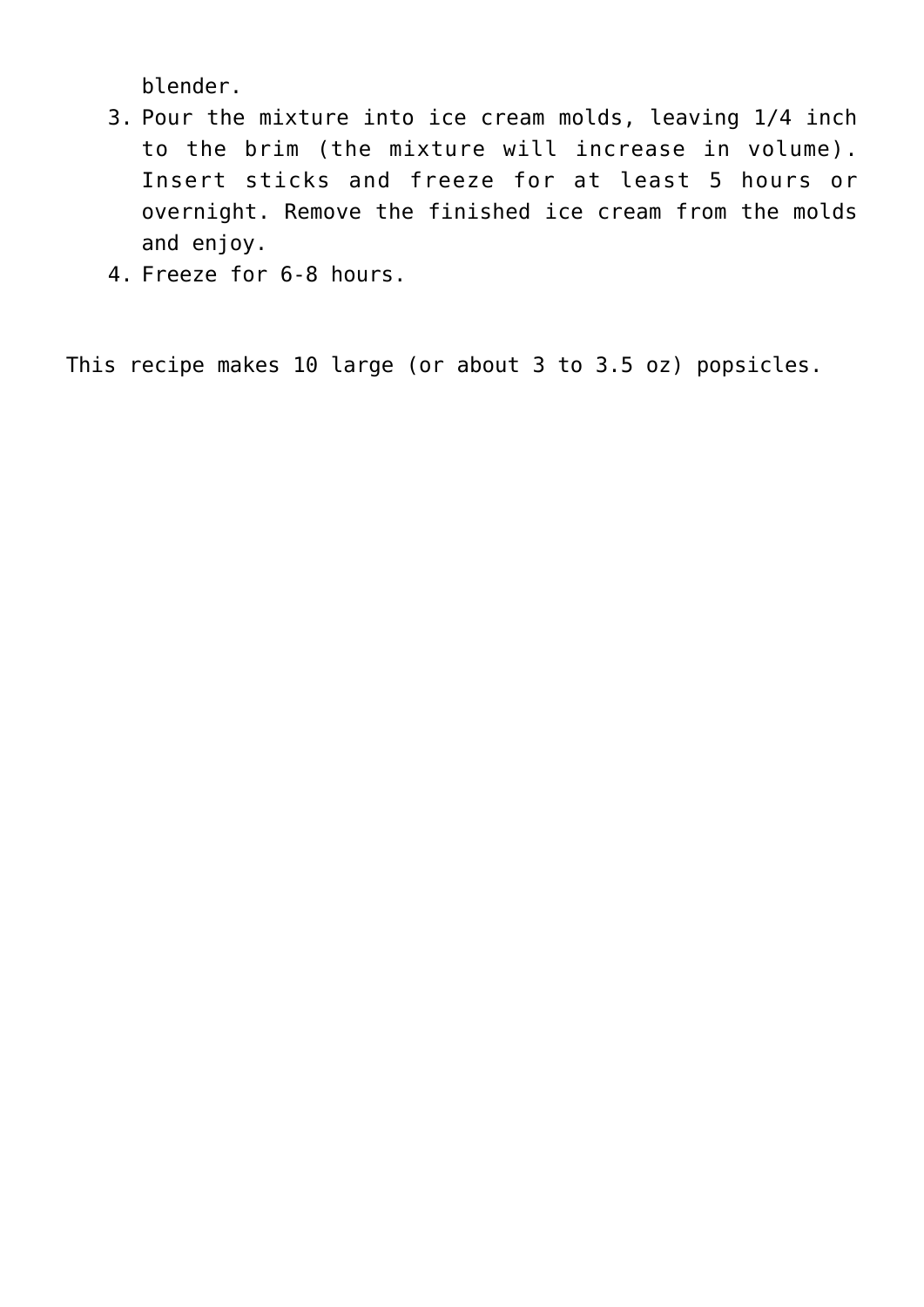blender.
3. Pour the mixture into ice cream molds, leaving 1/4 inch to the brim (the mixture will increase in volume). Insert sticks and freeze for at least 5 hours or overnight. Remove the finished ice cream from the molds and enjoy.
4. Freeze for 6-8 hours.

This recipe makes 10 large (or about 3 to 3.5 oz) popsicles.